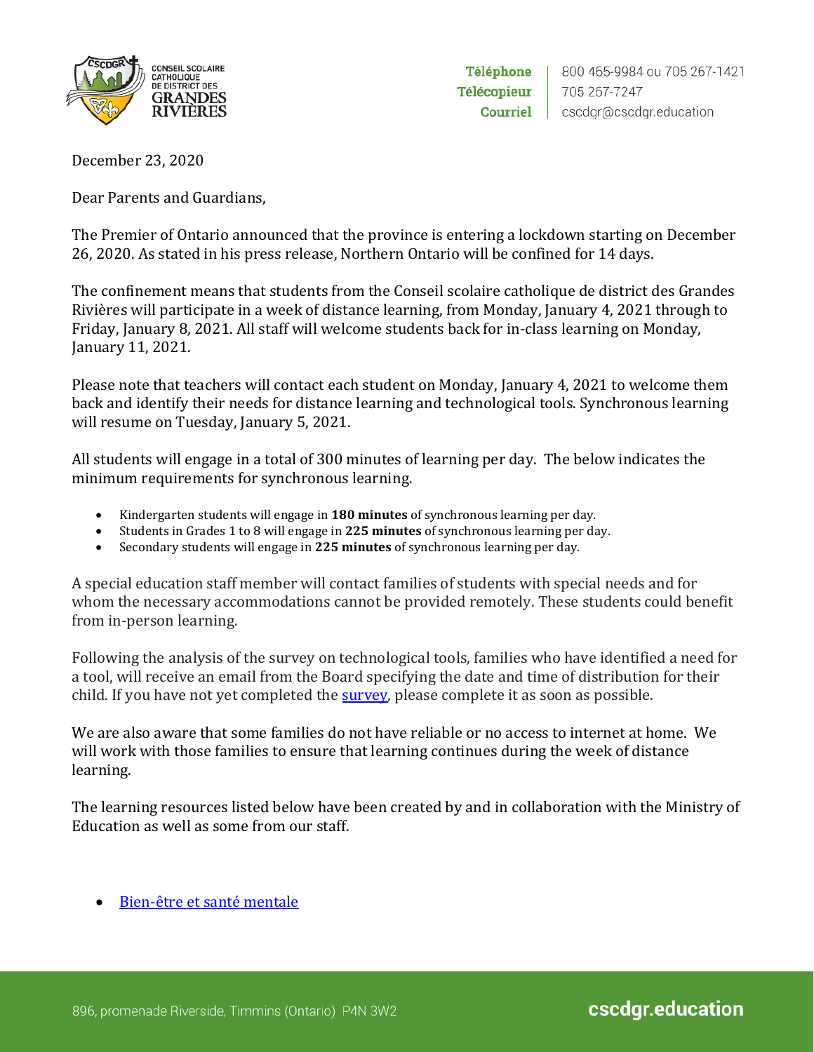CONSEIL SCOLAIRE CATHOLIQUE DE DISTRICT DES GRANDES RIVIÈRES

**Téléphone** 800 465-9984 ou 705 267-1421
**Télécopieur** 705 267-7247
**Courriel** cscdgr@cscdgr.education

December 23, 2020

Dear Parents and Guardians,

The Premier of Ontario announced that the province is entering a lockdown starting on December 26, 2020. As stated in his press release, Northern Ontario will be confined for 14 days.

The confinement means that students from the Conseil scolaire catholique de district des Grandes Rivières will participate in a week of distance learning, from Monday, January 4, 2021 through to Friday, January 8, 2021. All staff will welcome students back for in-class learning on Monday, January 11, 2021.

Please note that teachers will contact each student on Monday, January 4, 2021 to welcome them back and identify their needs for distance learning and technological tools. Synchronous learning will resume on Tuesday, January 5, 2021.

All students will engage in a total of 300 minutes of learning per day. The below indicates the minimum requirements for synchronous learning.

- Kindergarten students will engage in **180 minutes** of synchronous learning per day.
- Students in Grades 1 to 8 will engage in **225 minutes** of synchronous learning per day.
- Secondary students will engage in **225 minutes** of synchronous learning per day.

A special education staff member will contact families of students with special needs and for whom the necessary accommodations cannot be provided remotely. These students could benefit from in-person learning.

Following the analysis of the survey on technological tools, families who have identified a need for a tool, will receive an email from the Board specifying the date and time of distribution for their child. If you have not yet completed the survey, please complete it as soon as possible.

We are also aware that some families do not have reliable or no access to internet at home. We will work with those families to ensure that learning continues during the week of distance learning.

The learning resources listed below have been created by and in collaboration with the Ministry of Education as well as some from our staff.

- Bien-être et santé mentale

896, promenade Riverside, Timmins (Ontario) P4N 3W2 — cscdgr.education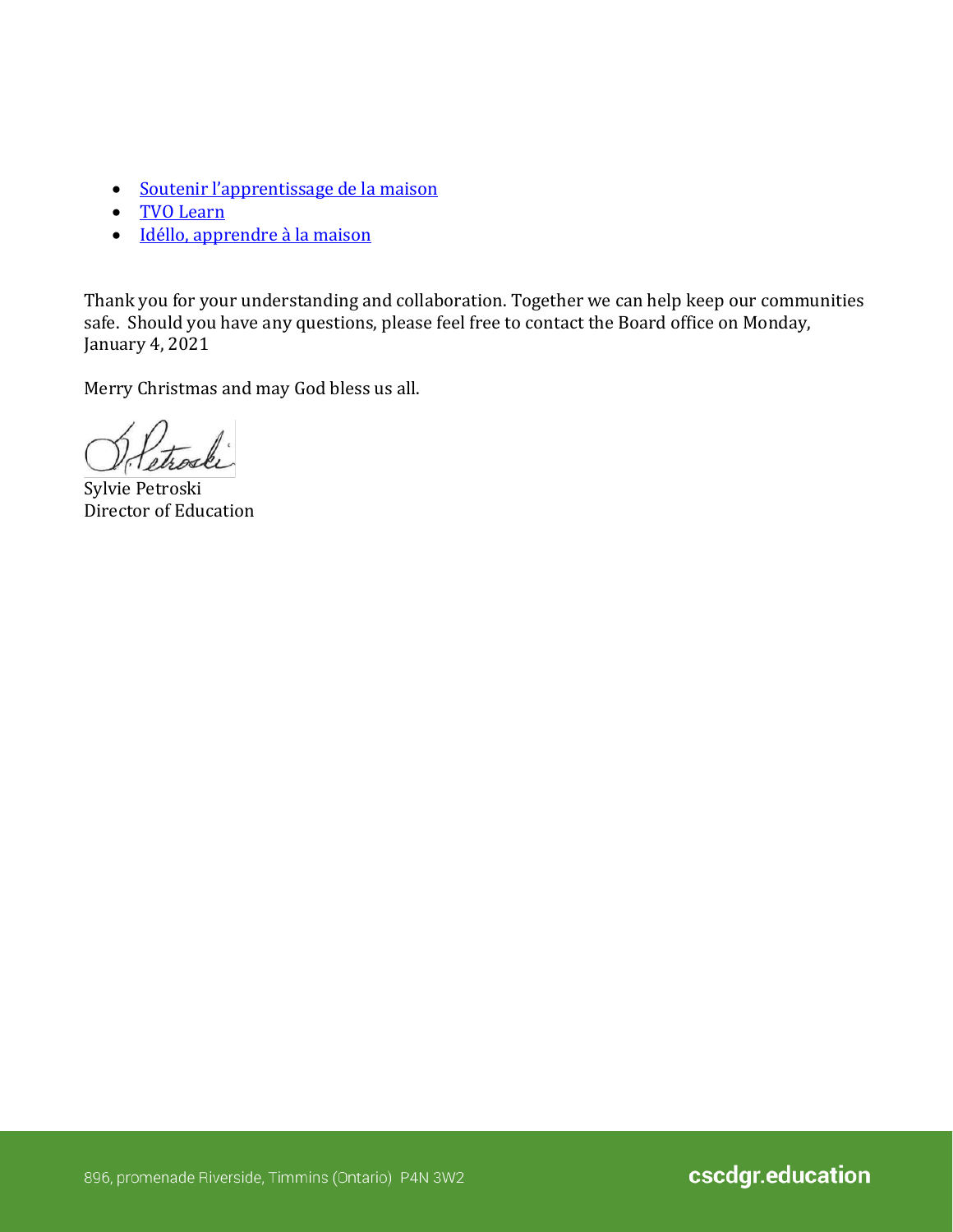- Soutenir l'apprentissage de la maison
- TVO Learn
- Idéllo, apprendre à la maison

Thank you for your understanding and collaboration. Together we can help keep our communities safe. Should you have any questions, please feel free to contact the Board office on Monday, January 4, 2021

Merry Christmas and may God bless us all.

Sylvie Petroski
Director of Education